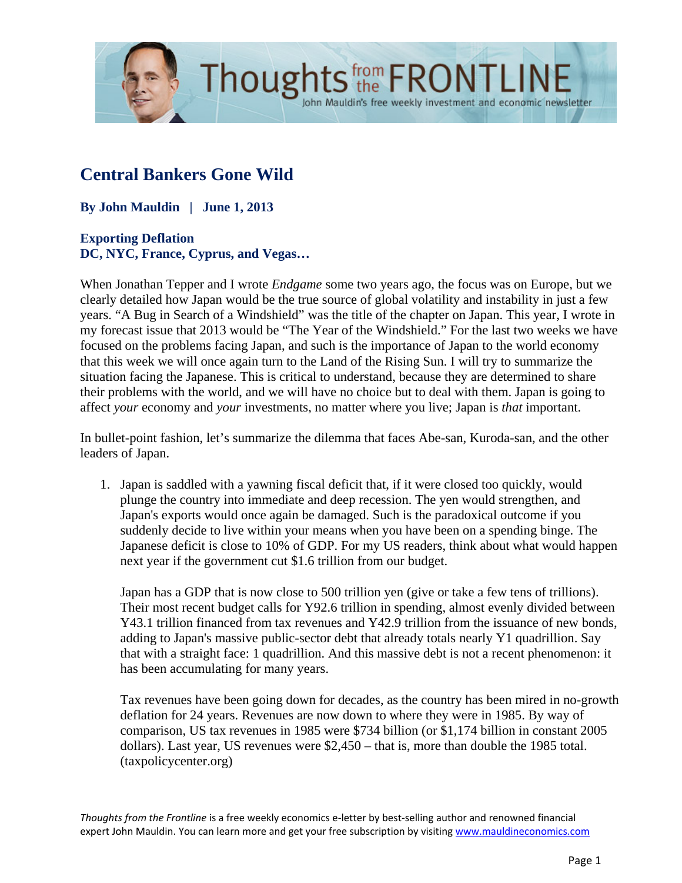# Central Bankers Gone Wild

**By John Mauldin | June 1, 2013**

**Exporting Deflation**
**DC, NYC, France, Cyprus, and Vegas…**

When Jonathan Tepper and I wrote *Endgame* some two years ago, the focus was on Europe, but we clearly detailed how Japan would be the true source of global volatility and instability in just a few years. "A Bug in Search of a Windshield" was the title of the chapter on Japan. This year, I wrote in my forecast issue that 2013 would be "The Year of the Windshield." For the last two weeks we have focused on the problems facing Japan, and such is the importance of Japan to the world economy that this week we will once again turn to the Land of the Rising Sun. I will try to summarize the situation facing the Japanese. This is critical to understand, because they are determined to share their problems with the world, and we will have no choice but to deal with them. Japan is going to affect *your* economy and *your* investments, no matter where you live; Japan is *that* important.

In bullet-point fashion, let's summarize the dilemma that faces Abe-san, Kuroda-san, and the other leaders of Japan.

1. Japan is saddled with a yawning fiscal deficit that, if it were closed too quickly, would plunge the country into immediate and deep recession. The yen would strengthen, and Japan's exports would once again be damaged. Such is the paradoxical outcome if you suddenly decide to live within your means when you have been on a spending binge. The Japanese deficit is close to 10% of GDP. For my US readers, think about what would happen next year if the government cut $1.6 trillion from our budget.

   Japan has a GDP that is now close to 500 trillion yen (give or take a few tens of trillions). Their most recent budget calls for Y92.6 trillion in spending, almost evenly divided between Y43.1 trillion financed from tax revenues and Y42.9 trillion from the issuance of new bonds, adding to Japan's massive public-sector debt that already totals nearly Y1 quadrillion. Say that with a straight face: 1 quadrillion. And this massive debt is not a recent phenomenon: it has been accumulating for many years.

   Tax revenues have been going down for decades, as the country has been mired in no-growth deflation for 24 years. Revenues are now down to where they were in 1985. By way of comparison, US tax revenues in 1985 were $734 billion (or $1,174 billion in constant 2005 dollars). Last year, US revenues were $2,450 – that is, more than double the 1985 total. (taxpolicycenter.org)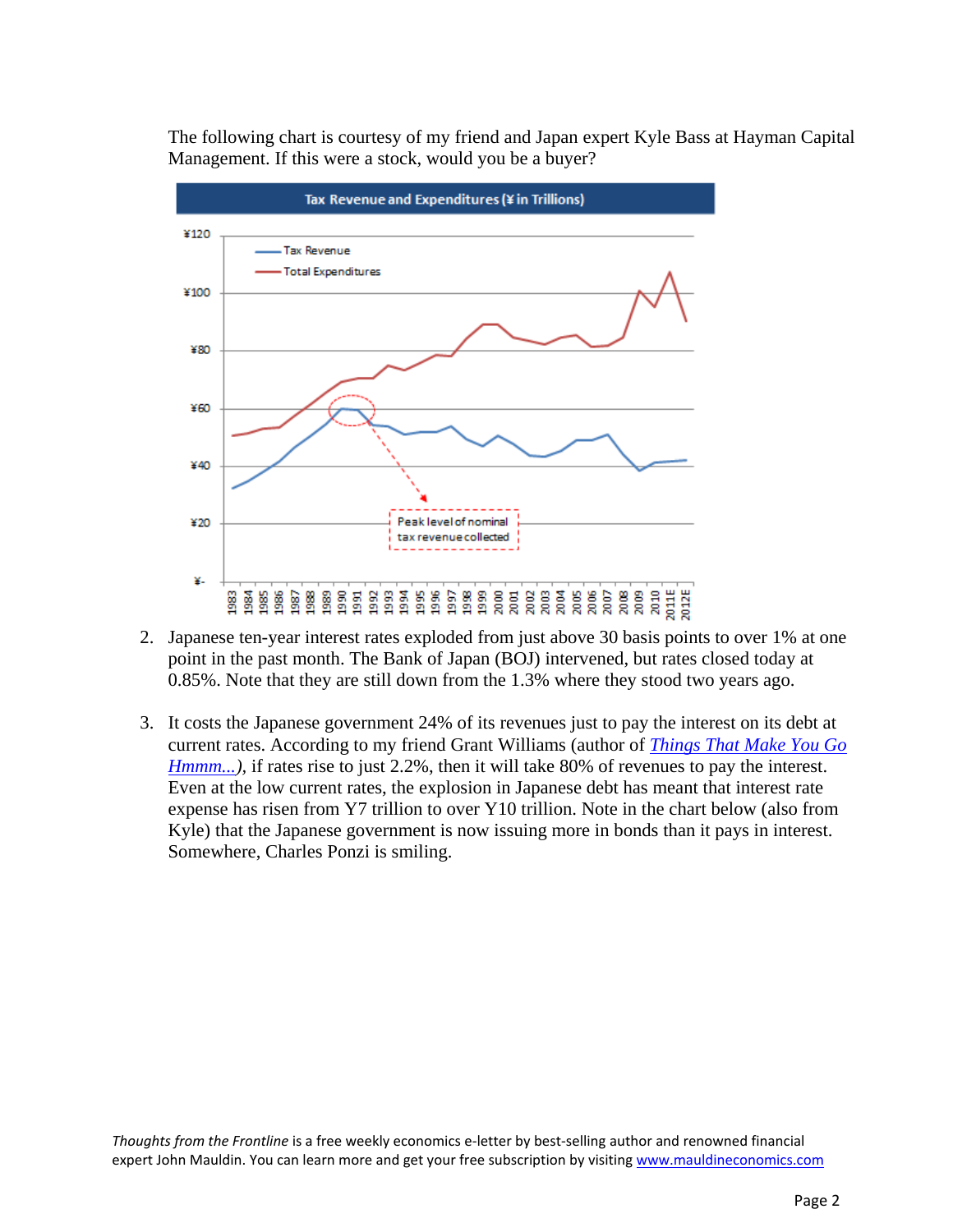The following chart is courtesy of my friend and Japan expert Kyle Bass at Hayman Capital Management. If this were a stock, would you be a buyer?

**Tax Revenue and Expenditures (¥ in Trillions)**

2. Japanese ten-year interest rates exploded from just above 30 basis points to over 1% at one point in the past month. The Bank of Japan (BOJ) intervened, but rates closed today at 0.85%. Note that they are still down from the 1.3% where they stood two years ago.

3. It costs the Japanese government 24% of its revenues just to pay the interest on its debt at current rates. According to my friend Grant Williams (author of *Things That Make You Go Hmmm...*), if rates rise to just 2.2%, then it will take 80% of revenues to pay the interest. Even at the low current rates, the explosion in Japanese debt has meant that interest rate expense has risen from Y7 trillion to over Y10 trillion. Note in the chart below (also from Kyle) that the Japanese government is now issuing more in bonds than it pays in interest. Somewhere, Charles Ponzi is smiling.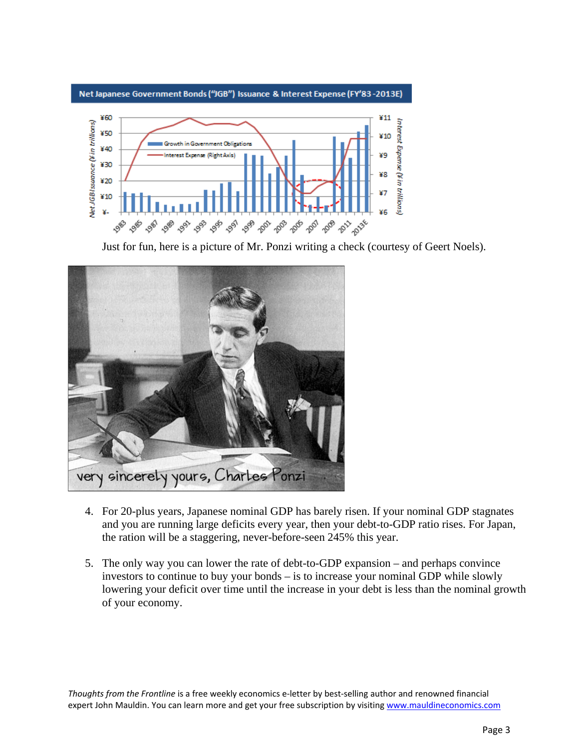Just for fun, here is a picture of Mr. Ponzi writing a check (courtesy of Geert Noels).

4. For 20-plus years, Japanese nominal GDP has barely risen. If your nominal GDP stagnates and you are running large deficits every year, then your debt-to-GDP ratio rises. For Japan, the ration will be a staggering, never-before-seen 245% this year.

5. The only way you can lower the rate of debt-to-GDP expansion – and perhaps convince investors to continue to buy your bonds – is to increase your nominal GDP while slowly lowering your deficit over time until the increase in your debt is less than the nominal growth of your economy.

*Thoughts from the Frontline* is a free weekly economics e-letter by best-selling author and renowned financial expert John Mauldin. You can learn more and get your free subscription by visiting www.mauldineconomics.com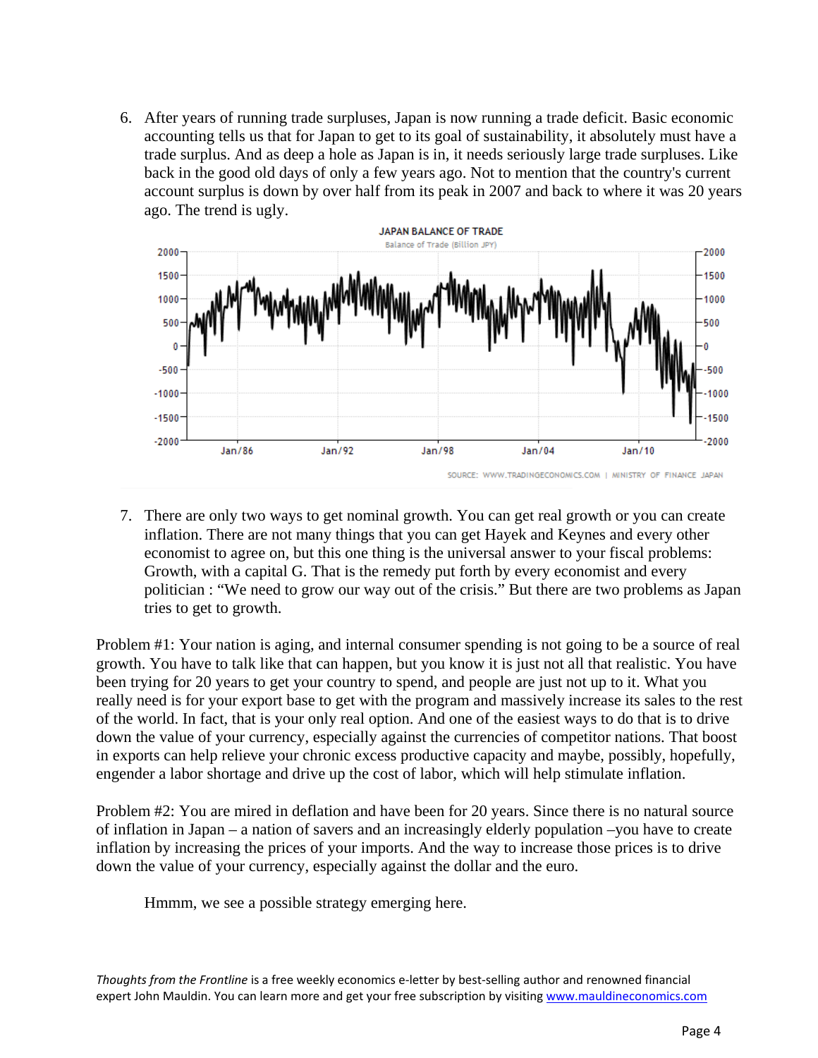6. After years of running trade surpluses, Japan is now running a trade deficit. Basic economic accounting tells us that for Japan to get to its goal of sustainability, it absolutely must have a trade surplus. And as deep a hole as Japan is in, it needs seriously large trade surpluses. Like back in the good old days of only a few years ago. Not to mention that the country's current account surplus is down by over half from its peak in 2007 and back to where it was 20 years ago. The trend is ugly.

JAPAN BALANCE OF TRADE

Balance of Trade (Billion JPY)

SOURCE: WWW.TRADINGECONOMICS.COM | MINISTRY OF FINANCE JAPAN

7. There are only two ways to get nominal growth. You can get real growth or you can create inflation. There are not many things that you can get Hayek and Keynes and every other economist to agree on, but this one thing is the universal answer to your fiscal problems: Growth, with a capital G. That is the remedy put forth by every economist and every politician : "We need to grow our way out of the crisis." But there are two problems as Japan tries to get to growth.

Problem #1: Your nation is aging, and internal consumer spending is not going to be a source of real growth. You have to talk like that can happen, but you know it is just not all that realistic. You have been trying for 20 years to get your country to spend, and people are just not up to it. What you really need is for your export base to get with the program and massively increase its sales to the rest of the world. In fact, that is your only real option. And one of the easiest ways to do that is to drive down the value of your currency, especially against the currencies of competitor nations. That boost in exports can help relieve your chronic excess productive capacity and maybe, possibly, hopefully, engender a labor shortage and drive up the cost of labor, which will help stimulate inflation.

Problem #2: You are mired in deflation and have been for 20 years. Since there is no natural source of inflation in Japan – a nation of savers and an increasingly elderly population –you have to create inflation by increasing the prices of your imports. And the way to increase those prices is to drive down the value of your currency, especially against the dollar and the euro.

Hmmm, we see a possible strategy emerging here.

*Thoughts from the Frontline* is a free weekly economics e-letter by best-selling author and renowned financial expert John Mauldin. You can learn more and get your free subscription by visiting www.mauldineconomics.com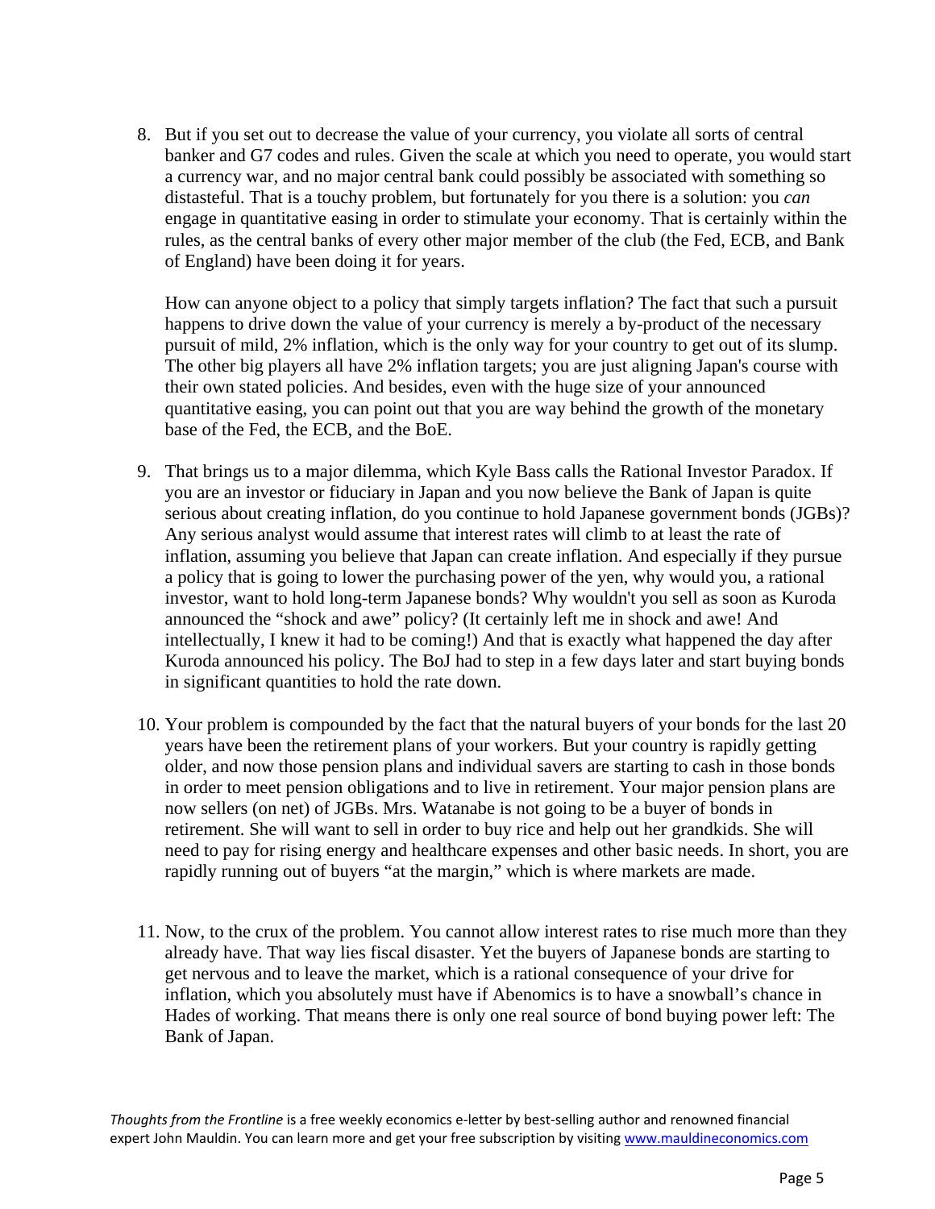8. But if you set out to decrease the value of your currency, you violate all sorts of central banker and G7 codes and rules. Given the scale at which you need to operate, you would start a currency war, and no major central bank could possibly be associated with something so distasteful. That is a touchy problem, but fortunately for you there is a solution: you *can* engage in quantitative easing in order to stimulate your economy. That is certainly within the rules, as the central banks of every other major member of the club (the Fed, ECB, and Bank of England) have been doing it for years.

   How can anyone object to a policy that simply targets inflation? The fact that such a pursuit happens to drive down the value of your currency is merely a by-product of the necessary pursuit of mild, 2% inflation, which is the only way for your country to get out of its slump. The other big players all have 2% inflation targets; you are just aligning Japan's course with their own stated policies. And besides, even with the huge size of your announced quantitative easing, you can point out that you are way behind the growth of the monetary base of the Fed, the ECB, and the BoE.

9. That brings us to a major dilemma, which Kyle Bass calls the Rational Investor Paradox. If you are an investor or fiduciary in Japan and you now believe the Bank of Japan is quite serious about creating inflation, do you continue to hold Japanese government bonds (JGBs)? Any serious analyst would assume that interest rates will climb to at least the rate of inflation, assuming you believe that Japan can create inflation. And especially if they pursue a policy that is going to lower the purchasing power of the yen, why would you, a rational investor, want to hold long-term Japanese bonds? Why wouldn't you sell as soon as Kuroda announced the "shock and awe" policy? (It certainly left me in shock and awe! And intellectually, I knew it had to be coming!) And that is exactly what happened the day after Kuroda announced his policy. The BoJ had to step in a few days later and start buying bonds in significant quantities to hold the rate down.

10. Your problem is compounded by the fact that the natural buyers of your bonds for the last 20 years have been the retirement plans of your workers. But your country is rapidly getting older, and now those pension plans and individual savers are starting to cash in those bonds in order to meet pension obligations and to live in retirement. Your major pension plans are now sellers (on net) of JGBs. Mrs. Watanabe is not going to be a buyer of bonds in retirement. She will want to sell in order to buy rice and help out her grandkids. She will need to pay for rising energy and healthcare expenses and other basic needs. In short, you are rapidly running out of buyers "at the margin," which is where markets are made.

11. Now, to the crux of the problem. You cannot allow interest rates to rise much more than they already have. That way lies fiscal disaster. Yet the buyers of Japanese bonds are starting to get nervous and to leave the market, which is a rational consequence of your drive for inflation, which you absolutely must have if Abenomics is to have a snowball's chance in Hades of working. That means there is only one real source of bond buying power left: The Bank of Japan.

*Thoughts from the Frontline* is a free weekly economics e-letter by best-selling author and renowned financial expert John Mauldin. You can learn more and get your free subscription by visiting www.mauldineconomics.com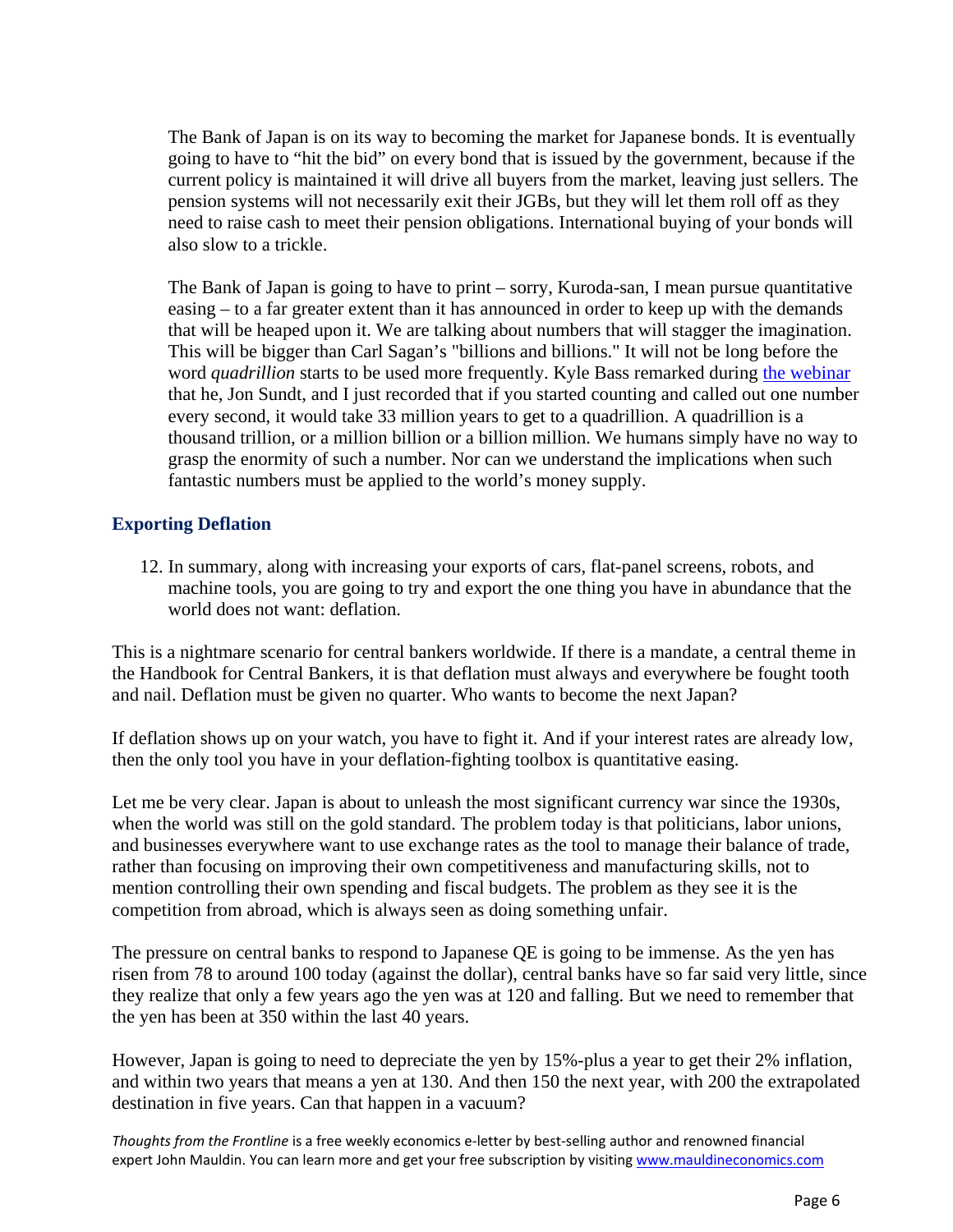> The Bank of Japan is on its way to becoming the market for Japanese bonds. It is eventually going to have to "hit the bid" on every bond that is issued by the government, because if the current policy is maintained it will drive all buyers from the market, leaving just sellers. The pension systems will not necessarily exit their JGBs, but they will let them roll off as they need to raise cash to meet their pension obligations. International buying of your bonds will also slow to a trickle.
>
> The Bank of Japan is going to have to print – sorry, Kuroda-san, I mean pursue quantitative easing – to a far greater extent than it has announced in order to keep up with the demands that will be heaped upon it. We are talking about numbers that will stagger the imagination. This will be bigger than Carl Sagan's "billions and billions." It will not be long before the word *quadrillion* starts to be used more frequently. Kyle Bass remarked during [the webinar](#) that he, Jon Sundt, and I just recorded that if you started counting and called out one number every second, it would take 33 million years to get to a quadrillion. A quadrillion is a thousand trillion, or a million billion or a billion million. We humans simply have no way to grasp the enormity of such a number. Nor can we understand the implications when such fantastic numbers must be applied to the world's money supply.

### Exporting Deflation

12. In summary, along with increasing your exports of cars, flat-panel screens, robots, and machine tools, you are going to try and export the one thing you have in abundance that the world does not want: deflation.

This is a nightmare scenario for central bankers worldwide. If there is a mandate, a central theme in the Handbook for Central Bankers, it is that deflation must always and everywhere be fought tooth and nail. Deflation must be given no quarter. Who wants to become the next Japan?

If deflation shows up on your watch, you have to fight it. And if your interest rates are already low, then the only tool you have in your deflation-fighting toolbox is quantitative easing.

Let me be very clear. Japan is about to unleash the most significant currency war since the 1930s, when the world was still on the gold standard. The problem today is that politicians, labor unions, and businesses everywhere want to use exchange rates as the tool to manage their balance of trade, rather than focusing on improving their own competitiveness and manufacturing skills, not to mention controlling their own spending and fiscal budgets. The problem as they see it is the competition from abroad, which is always seen as doing something unfair.

The pressure on central banks to respond to Japanese QE is going to be immense. As the yen has risen from 78 to around 100 today (against the dollar), central banks have so far said very little, since they realize that only a few years ago the yen was at 120 and falling. But we need to remember that the yen has been at 350 within the last 40 years.

However, Japan is going to need to depreciate the yen by 15%-plus a year to get their 2% inflation, and within two years that means a yen at 130. And then 150 the next year, with 200 the extrapolated destination in five years. Can that happen in a vacuum?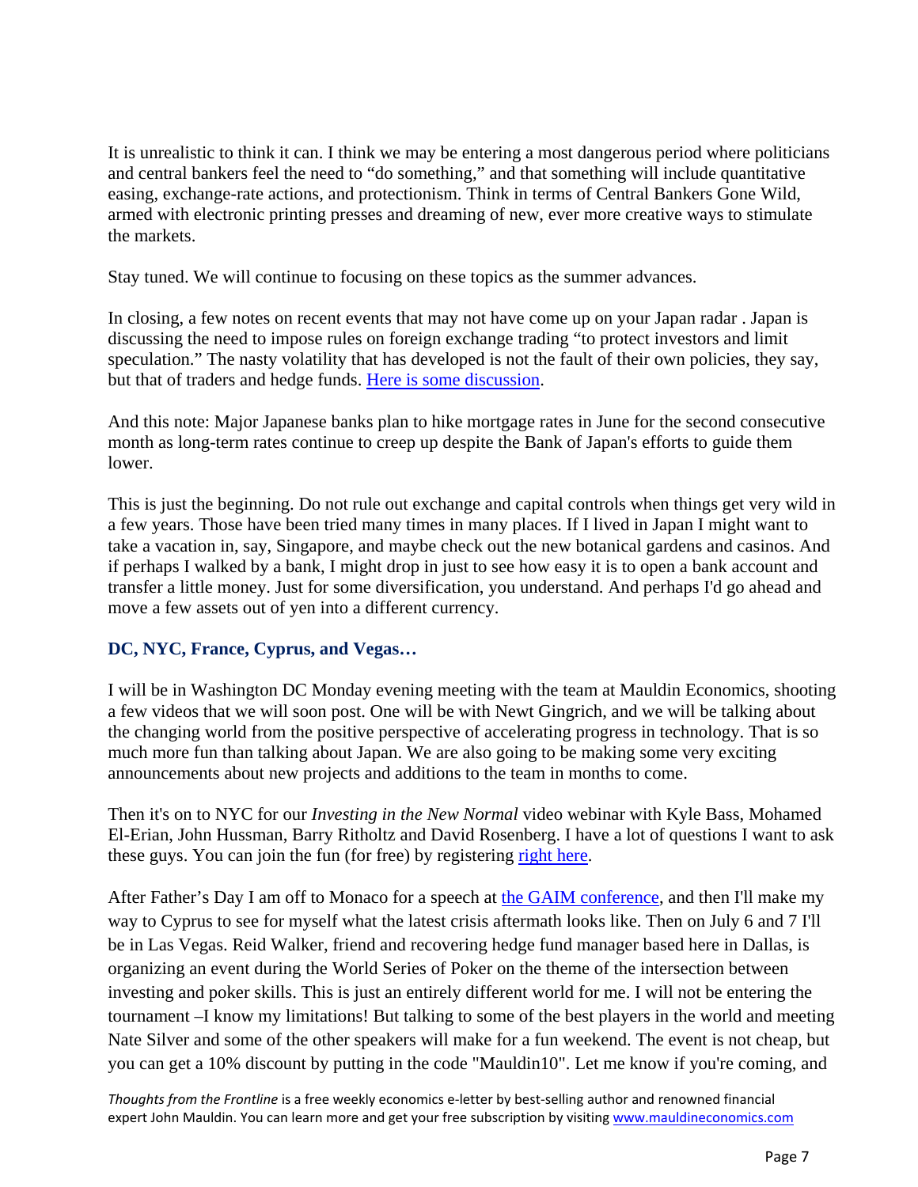It is unrealistic to think it can. I think we may be entering a most dangerous period where politicians and central bankers feel the need to "do something," and that something will include quantitative easing, exchange-rate actions, and protectionism. Think in terms of Central Bankers Gone Wild, armed with electronic printing presses and dreaming of new, ever more creative ways to stimulate the markets.

Stay tuned. We will continue to focusing on these topics as the summer advances.

In closing, a few notes on recent events that may not have come up on your Japan radar . Japan is discussing the need to impose rules on foreign exchange trading "to protect investors and limit speculation." The nasty volatility that has developed is not the fault of their own policies, they say, but that of traders and hedge funds. [Here is some discussion](#).

And this note: Major Japanese banks plan to hike mortgage rates in June for the second consecutive month as long-term rates continue to creep up despite the Bank of Japan's efforts to guide them lower.

This is just the beginning. Do not rule out exchange and capital controls when things get very wild in a few years. Those have been tried many times in many places. If I lived in Japan I might want to take a vacation in, say, Singapore, and maybe check out the new botanical gardens and casinos. And if perhaps I walked by a bank, I might drop in just to see how easy it is to open a bank account and transfer a little money. Just for some diversification, you understand. And perhaps I'd go ahead and move a few assets out of yen into a different currency.

### DC, NYC, France, Cyprus, and Vegas…

I will be in Washington DC Monday evening meeting with the team at Mauldin Economics, shooting a few videos that we will soon post. One will be with Newt Gingrich, and we will be talking about the changing world from the positive perspective of accelerating progress in technology. That is so much more fun than talking about Japan. We are also going to be making some very exciting announcements about new projects and additions to the team in months to come.

Then it's on to NYC for our *Investing in the New Normal* video webinar with Kyle Bass, Mohamed El-Erian, John Hussman, Barry Ritholtz and David Rosenberg. I have a lot of questions I want to ask these guys. You can join the fun (for free) by registering [right here](#).

After Father's Day I am off to Monaco for a speech at [the GAIM conference](#), and then I'll make my way to Cyprus to see for myself what the latest crisis aftermath looks like. Then on July 6 and 7 I'll be in Las Vegas. Reid Walker, friend and recovering hedge fund manager based here in Dallas, is organizing an event during the World Series of Poker on the theme of the intersection between investing and poker skills. This is just an entirely different world for me. I will not be entering the tournament –I know my limitations! But talking to some of the best players in the world and meeting Nate Silver and some of the other speakers will make for a fun weekend. The event is not cheap, but you can get a 10% discount by putting in the code "Mauldin10". Let me know if you're coming, and

*Thoughts from the Frontline* is a free weekly economics e-letter by best-selling author and renowned financial expert John Mauldin. You can learn more and get your free subscription by visiting [www.mauldineconomics.com](http://www.mauldineconomics.com)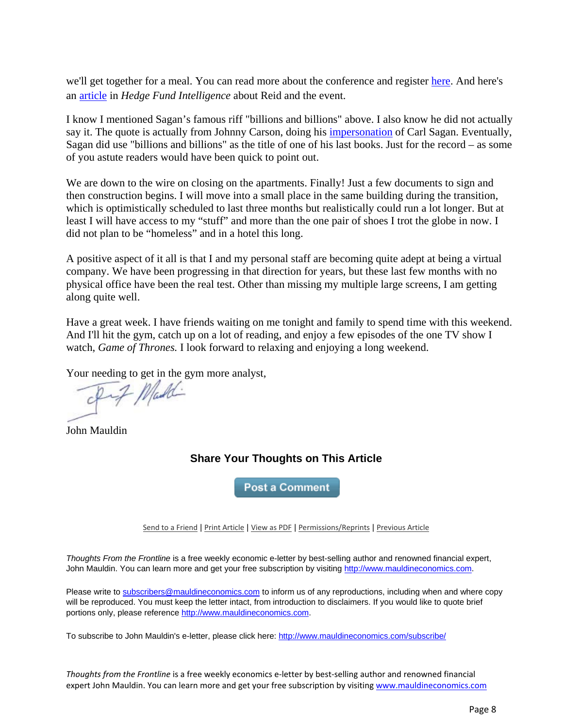we'll get together for a meal. You can read more about the conference and register here. And here's an article in *Hedge Fund Intelligence* about Reid and the event.

I know I mentioned Sagan's famous riff "billions and billions" above. I also know he did not actually say it. The quote is actually from Johnny Carson, doing his impersonation of Carl Sagan. Eventually, Sagan did use "billions and billions" as the title of one of his last books. Just for the record – as some of you astute readers would have been quick to point out.

We are down to the wire on closing on the apartments. Finally! Just a few documents to sign and then construction begins. I will move into a small place in the same building during the transition, which is optimistically scheduled to last three months but realistically could run a lot longer. But at least I will have access to my "stuff" and more than the one pair of shoes I trot the globe in now. I did not plan to be "homeless" and in a hotel this long.

A positive aspect of it all is that I and my personal staff are becoming quite adept at being a virtual company. We have been progressing in that direction for years, but these last few months with no physical office have been the real test. Other than missing my multiple large screens, I am getting along quite well.

Have a great week. I have friends waiting on me tonight and family to spend time with this weekend. And I'll hit the gym, catch up on a lot of reading, and enjoy a few episodes of the one TV show I watch, *Game of Thrones.* I look forward to relaxing and enjoying a long weekend.

Your needing to get in the gym more analyst,

John Mauldin

### Share Your Thoughts on This Article

Post a Comment

Send to a Friend | Print Article | View as PDF | Permissions/Reprints | Previous Article

*Thoughts From the Frontline* is a free weekly economic e-letter by best-selling author and renowned financial expert, John Mauldin. You can learn more and get your free subscription by visiting http://www.mauldineconomics.com.

Please write to subscribers@mauldineconomics.com to inform us of any reproductions, including when and where copy will be reproduced. You must keep the letter intact, from introduction to disclaimers. If you would like to quote brief portions only, please reference http://www.mauldineconomics.com.

To subscribe to John Mauldin's e-letter, please click here: http://www.mauldineconomics.com/subscribe/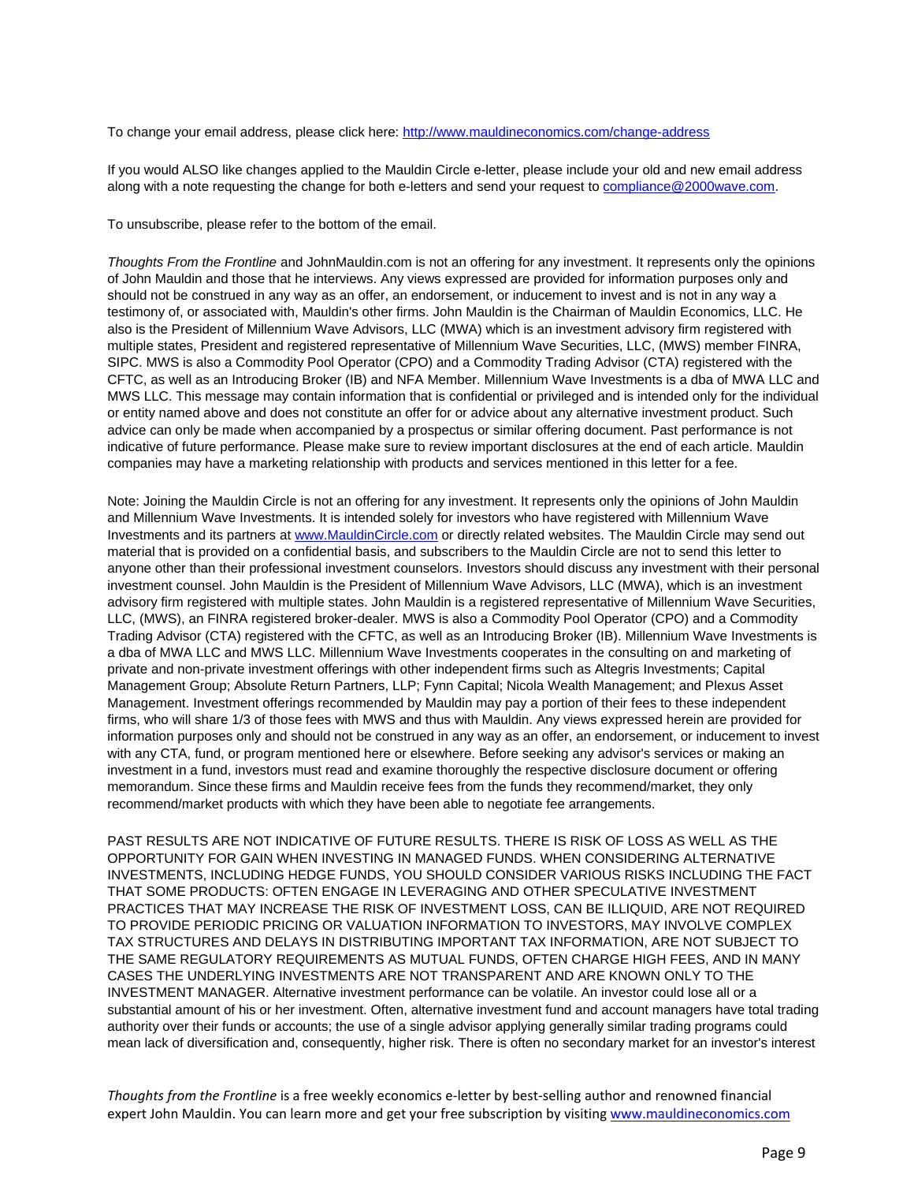To change your email address, please click here: [http://www.mauldineconomics.com/change-address](http://www.mauldineconomics.com/change-address)

If you would ALSO like changes applied to the Mauldin Circle e-letter, please include your old and new email address along with a note requesting the change for both e-letters and send your request to [compliance@2000wave.com](mailto:compliance@2000wave.com).

To unsubscribe, please refer to the bottom of the email.

*Thoughts From the Frontline* and JohnMauldin.com is not an offering for any investment. It represents only the opinions of John Mauldin and those that he interviews. Any views expressed are provided for information purposes only and should not be construed in any way as an offer, an endorsement, or inducement to invest and is not in any way a testimony of, or associated with, Mauldin's other firms. John Mauldin is the Chairman of Mauldin Economics, LLC. He also is the President of Millennium Wave Advisors, LLC (MWA) which is an investment advisory firm registered with multiple states, President and registered representative of Millennium Wave Securities, LLC, (MWS) member FINRA, SIPC. MWS is also a Commodity Pool Operator (CPO) and a Commodity Trading Advisor (CTA) registered with the CFTC, as well as an Introducing Broker (IB) and NFA Member. Millennium Wave Investments is a dba of MWA LLC and MWS LLC. This message may contain information that is confidential or privileged and is intended only for the individual or entity named above and does not constitute an offer for or advice about any alternative investment product. Such advice can only be made when accompanied by a prospectus or similar offering document. Past performance is not indicative of future performance. Please make sure to review important disclosures at the end of each article. Mauldin companies may have a marketing relationship with products and services mentioned in this letter for a fee.

Note: Joining the Mauldin Circle is not an offering for any investment. It represents only the opinions of John Mauldin and Millennium Wave Investments. It is intended solely for investors who have registered with Millennium Wave Investments and its partners at [www.MauldinCircle.com](http://www.MauldinCircle.com) or directly related websites. The Mauldin Circle may send out material that is provided on a confidential basis, and subscribers to the Mauldin Circle are not to send this letter to anyone other than their professional investment counselors. Investors should discuss any investment with their personal investment counsel. John Mauldin is the President of Millennium Wave Advisors, LLC (MWA), which is an investment advisory firm registered with multiple states. John Mauldin is a registered representative of Millennium Wave Securities, LLC, (MWS), an FINRA registered broker-dealer. MWS is also a Commodity Pool Operator (CPO) and a Commodity Trading Advisor (CTA) registered with the CFTC, as well as an Introducing Broker (IB). Millennium Wave Investments is a dba of MWA LLC and MWS LLC. Millennium Wave Investments cooperates in the consulting on and marketing of private and non-private investment offerings with other independent firms such as Altegris Investments; Capital Management Group; Absolute Return Partners, LLP; Fynn Capital; Nicola Wealth Management; and Plexus Asset Management. Investment offerings recommended by Mauldin may pay a portion of their fees to these independent firms, who will share 1/3 of those fees with MWS and thus with Mauldin. Any views expressed herein are provided for information purposes only and should not be construed in any way as an offer, an endorsement, or inducement to invest with any CTA, fund, or program mentioned here or elsewhere. Before seeking any advisor's services or making an investment in a fund, investors must read and examine thoroughly the respective disclosure document or offering memorandum. Since these firms and Mauldin receive fees from the funds they recommend/market, they only recommend/market products with which they have been able to negotiate fee arrangements.

PAST RESULTS ARE NOT INDICATIVE OF FUTURE RESULTS. THERE IS RISK OF LOSS AS WELL AS THE OPPORTUNITY FOR GAIN WHEN INVESTING IN MANAGED FUNDS. WHEN CONSIDERING ALTERNATIVE INVESTMENTS, INCLUDING HEDGE FUNDS, YOU SHOULD CONSIDER VARIOUS RISKS INCLUDING THE FACT THAT SOME PRODUCTS: OFTEN ENGAGE IN LEVERAGING AND OTHER SPECULATIVE INVESTMENT PRACTICES THAT MAY INCREASE THE RISK OF INVESTMENT LOSS, CAN BE ILLIQUID, ARE NOT REQUIRED TO PROVIDE PERIODIC PRICING OR VALUATION INFORMATION TO INVESTORS, MAY INVOLVE COMPLEX TAX STRUCTURES AND DELAYS IN DISTRIBUTING IMPORTANT TAX INFORMATION, ARE NOT SUBJECT TO THE SAME REGULATORY REQUIREMENTS AS MUTUAL FUNDS, OFTEN CHARGE HIGH FEES, AND IN MANY CASES THE UNDERLYING INVESTMENTS ARE NOT TRANSPARENT AND ARE KNOWN ONLY TO THE INVESTMENT MANAGER. Alternative investment performance can be volatile. An investor could lose all or a substantial amount of his or her investment. Often, alternative investment fund and account managers have total trading authority over their funds or accounts; the use of a single advisor applying generally similar trading programs could mean lack of diversification and, consequently, higher risk. There is often no secondary market for an investor's interest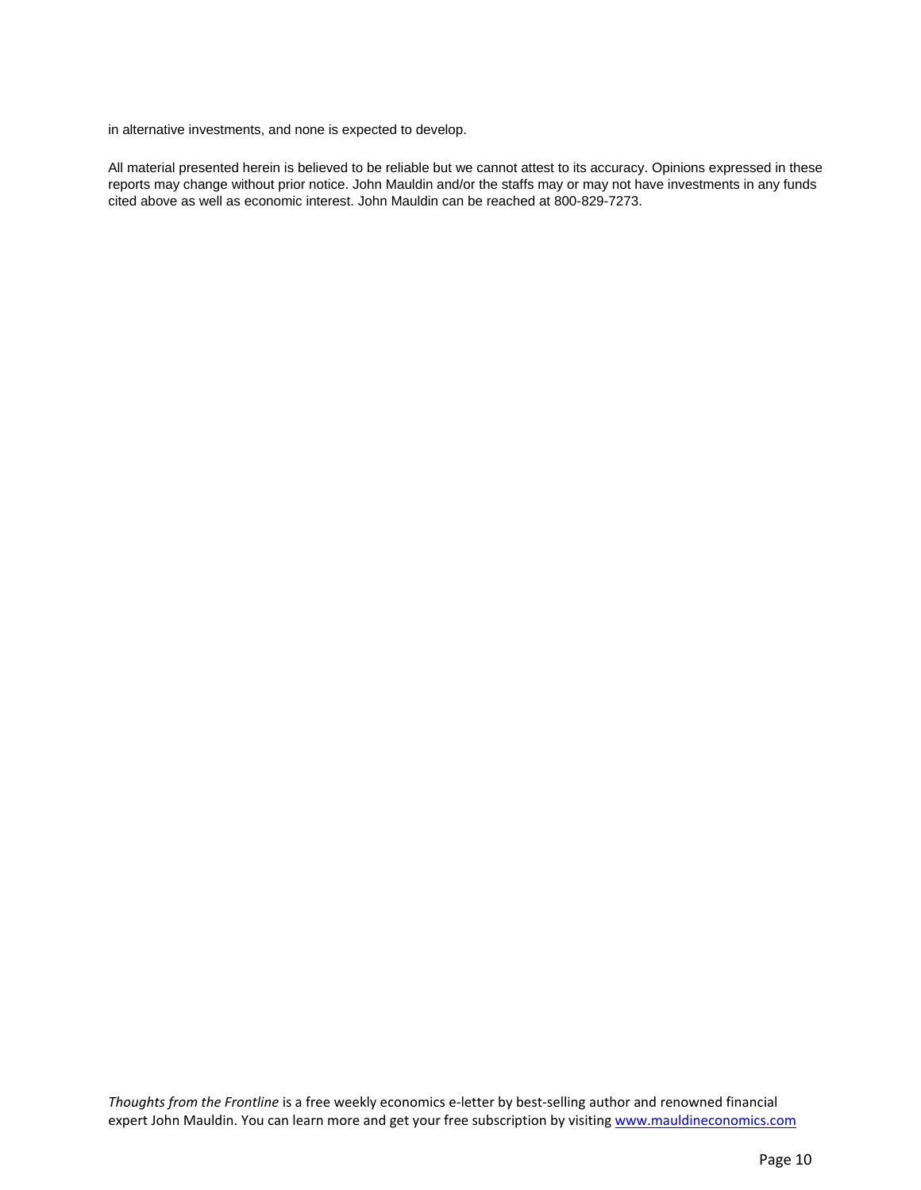in alternative investments, and none is expected to develop.

All material presented herein is believed to be reliable but we cannot attest to its accuracy. Opinions expressed in these reports may change without prior notice. John Mauldin and/or the staffs may or may not have investments in any funds cited above as well as economic interest. John Mauldin can be reached at 800-829-7273.

*Thoughts from the Frontline* is a free weekly economics e-letter by best-selling author and renowned financial expert John Mauldin. You can learn more and get your free subscription by visiting [www.mauldineconomics.com](http://www.mauldineconomics.com)